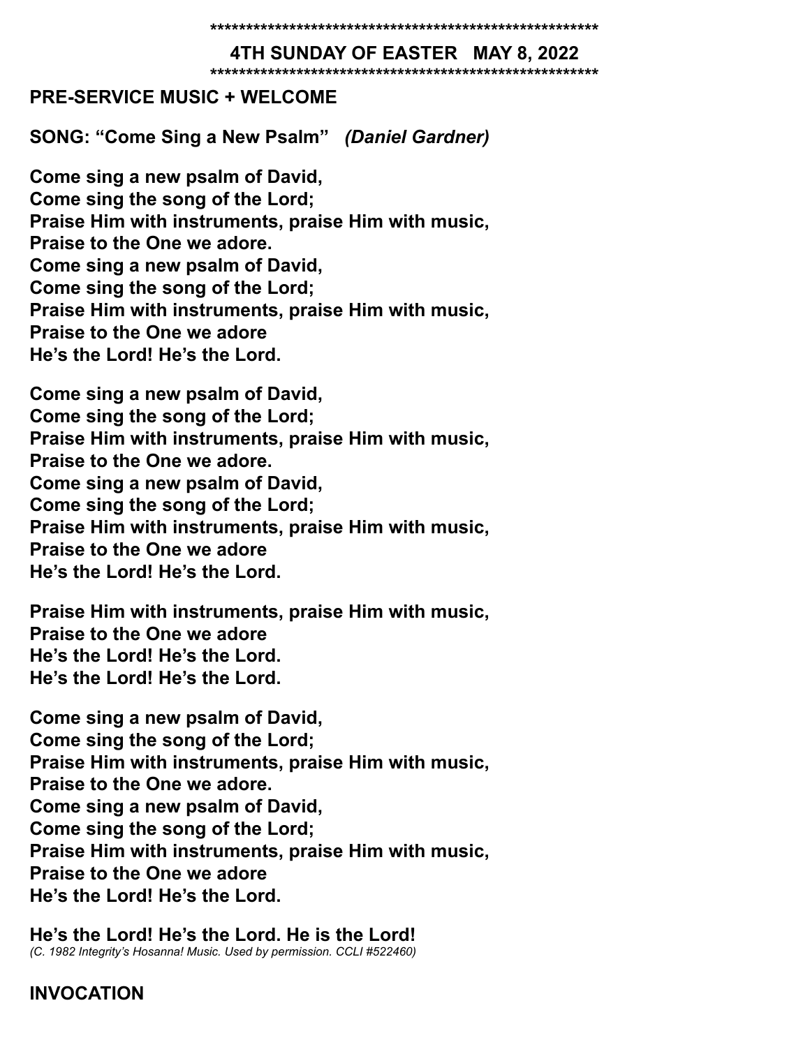*******************************************************

## 4TH SUNDAY OF EASTER   MAY 8, 2022

*******************************************************

**PRE-SERVICE MUSIC + WELCOME**

**SONG: "Come Sing a New Psalm"** ***(Daniel Gardner)***

**Come sing a new psalm of David,**
**Come sing the song of the Lord;**
**Praise Him with instruments, praise Him with music,**
**Praise to the One we adore.**
**Come sing a new psalm of David,**
**Come sing the song of the Lord;**
**Praise Him with instruments, praise Him with music,**
**Praise to the One we adore**
**He's the Lord! He's the Lord.**

**Come sing a new psalm of David,**
**Come sing the song of the Lord;**
**Praise Him with instruments, praise Him with music,**
**Praise to the One we adore.**
**Come sing a new psalm of David,**
**Come sing the song of the Lord;**
**Praise Him with instruments, praise Him with music,**
**Praise to the One we adore**
**He's the Lord! He's the Lord.**

**Praise Him with instruments, praise Him with music,**
**Praise to the One we adore**
**He's the Lord! He's the Lord.**
**He's the Lord! He's the Lord.**

**Come sing a new psalm of David,**
**Come sing the song of the Lord;**
**Praise Him with instruments, praise Him with music,**
**Praise to the One we adore.**
**Come sing a new psalm of David,**
**Come sing the song of the Lord;**
**Praise Him with instruments, praise Him with music,**
**Praise to the One we adore**
**He's the Lord! He's the Lord.**

**He's the Lord! He's the Lord. He is the Lord!**
*(C. 1982 Integrity's Hosanna! Music. Used by permission. CCLI #522460)*

**INVOCATION**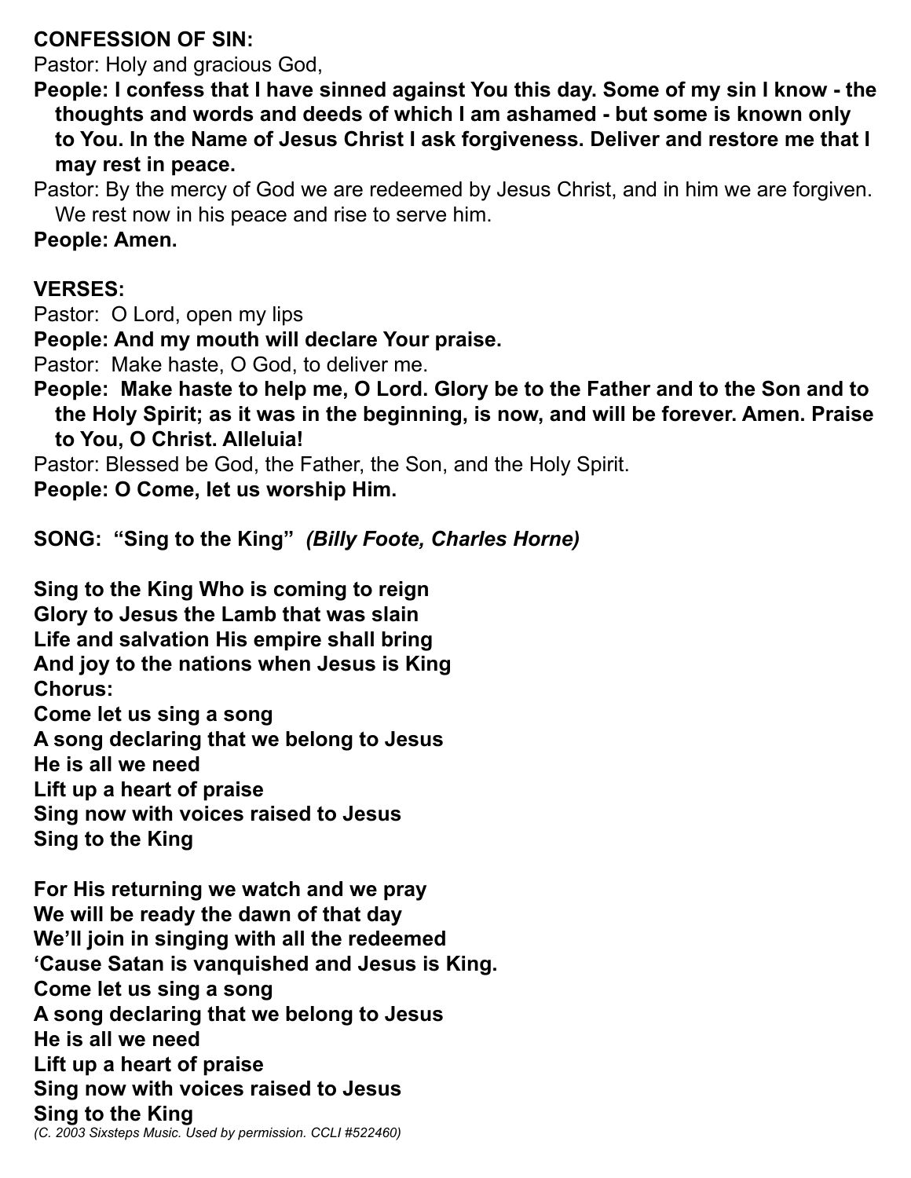**CONFESSION OF SIN:**

Pastor: Holy and gracious God,

**People: I confess that I have sinned against You this day. Some of my sin I know - the thoughts and words and deeds of which I am ashamed - but some is known only to You. In the Name of Jesus Christ I ask forgiveness. Deliver and restore me that I may rest in peace.**

Pastor: By the mercy of God we are redeemed by Jesus Christ, and in him we are forgiven. We rest now in his peace and rise to serve him.

**People: Amen.**

**VERSES:**

Pastor: O Lord, open my lips

**People: And my mouth will declare Your praise.**

Pastor: Make haste, O God, to deliver me.

**People: Make haste to help me, O Lord. Glory be to the Father and to the Son and to the Holy Spirit; as it was in the beginning, is now, and will be forever. Amen. Praise to You, O Christ. Alleluia!**

Pastor: Blessed be God, the Father, the Son, and the Holy Spirit.

**People: O Come, let us worship Him.**

**SONG: "Sing to the King"** ***(Billy Foote, Charles Horne)***

**Sing to the King Who is coming to reign**
**Glory to Jesus the Lamb that was slain**
**Life and salvation His empire shall bring**
**And joy to the nations when Jesus is King**
**Chorus:**
**Come let us sing a song**
**A song declaring that we belong to Jesus**
**He is all we need**
**Lift up a heart of praise**
**Sing now with voices raised to Jesus**
**Sing to the King**

**For His returning we watch and we pray**
**We will be ready the dawn of that day**
**We'll join in singing with all the redeemed**
**'Cause Satan is vanquished and Jesus is King.**
**Come let us sing a song**
**A song declaring that we belong to Jesus**
**He is all we need**
**Lift up a heart of praise**
**Sing now with voices raised to Jesus**
**Sing to the King**

*(C. 2003 Sixsteps Music. Used by permission. CCLI #522460)*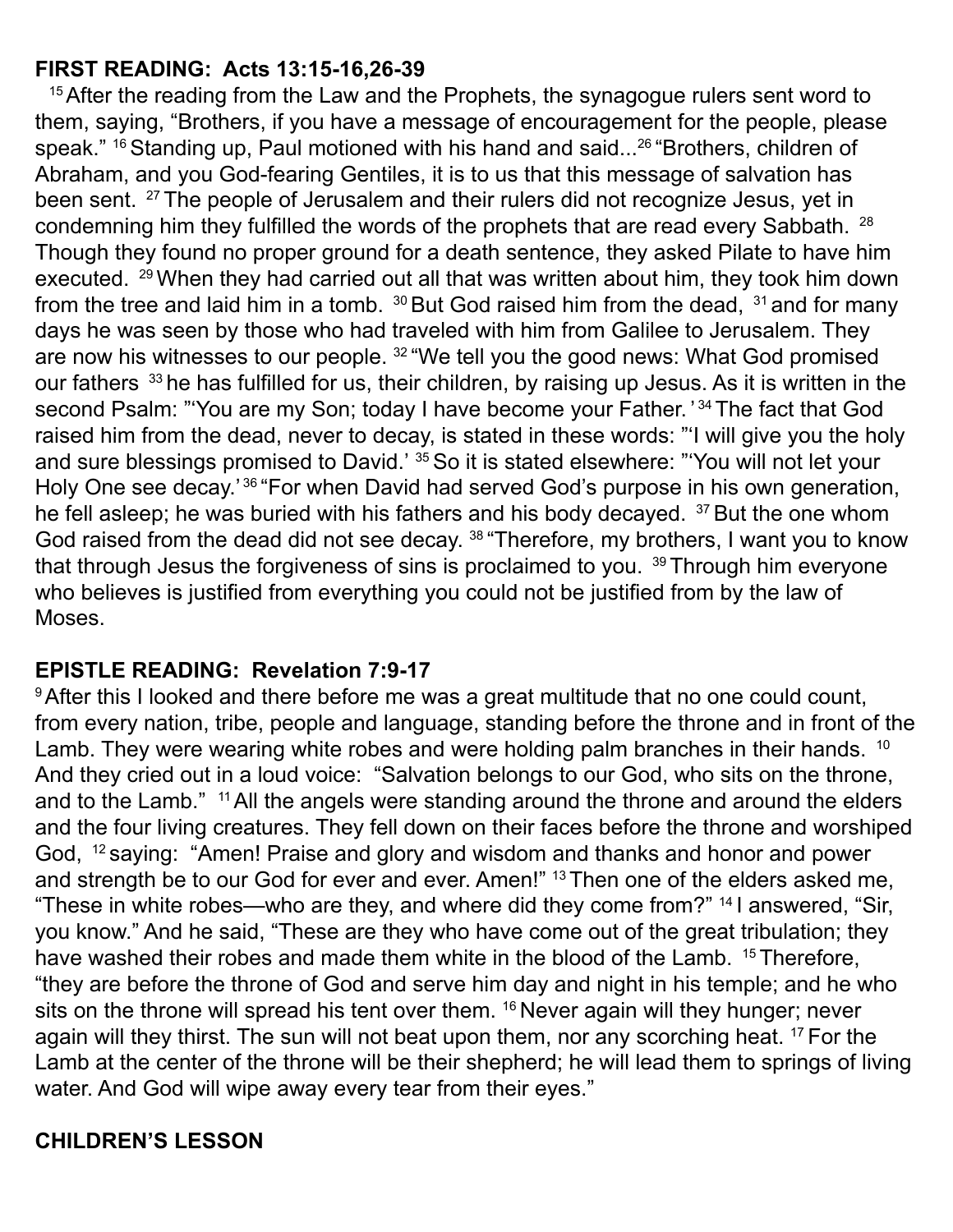**FIRST READING: Acts 13:15-16,26-39**

[15] After the reading from the Law and the Prophets, the synagogue rulers sent word to them, saying, "Brothers, if you have a message of encouragement for the people, please speak." [16] Standing up, Paul motioned with his hand and said...[26] "Brothers, children of Abraham, and you God-fearing Gentiles, it is to us that this message of salvation has been sent. [27] The people of Jerusalem and their rulers did not recognize Jesus, yet in condemning him they fulfilled the words of the prophets that are read every Sabbath. [28] Though they found no proper ground for a death sentence, they asked Pilate to have him executed. [29] When they had carried out all that was written about him, they took him down from the tree and laid him in a tomb. [30] But God raised him from the dead, [31] and for many days he was seen by those who had traveled with him from Galilee to Jerusalem. They are now his witnesses to our people. [32] "We tell you the good news: What God promised our fathers [33] he has fulfilled for us, their children, by raising up Jesus. As it is written in the second Psalm: "'You are my Son; today I have become your Father.' [34] The fact that God raised him from the dead, never to decay, is stated in these words: "'I will give you the holy and sure blessings promised to David.' [35] So it is stated elsewhere: "'You will not let your Holy One see decay.' [36] "For when David had served God's purpose in his own generation, he fell asleep; he was buried with his fathers and his body decayed. [37] But the one whom God raised from the dead did not see decay. [38] "Therefore, my brothers, I want you to know that through Jesus the forgiveness of sins is proclaimed to you. [39] Through him everyone who believes is justified from everything you could not be justified from by the law of Moses.

**EPISTLE READING: Revelation 7:9-17**

[9] After this I looked and there before me was a great multitude that no one could count, from every nation, tribe, people and language, standing before the throne and in front of the Lamb. They were wearing white robes and were holding palm branches in their hands. [10] And they cried out in a loud voice: "Salvation belongs to our God, who sits on the throne, and to the Lamb." [11] All the angels were standing around the throne and around the elders and the four living creatures. They fell down on their faces before the throne and worshiped God, [12] saying: "Amen! Praise and glory and wisdom and thanks and honor and power and strength be to our God for ever and ever. Amen!" [13] Then one of the elders asked me, "These in white robes—who are they, and where did they come from?" [14] I answered, "Sir, you know." And he said, "These are they who have come out of the great tribulation; they have washed their robes and made them white in the blood of the Lamb. [15] Therefore, "they are before the throne of God and serve him day and night in his temple; and he who sits on the throne will spread his tent over them. [16] Never again will they hunger; never again will they thirst. The sun will not beat upon them, nor any scorching heat. [17] For the Lamb at the center of the throne will be their shepherd; he will lead them to springs of living water. And God will wipe away every tear from their eyes."

**CHILDREN'S LESSON**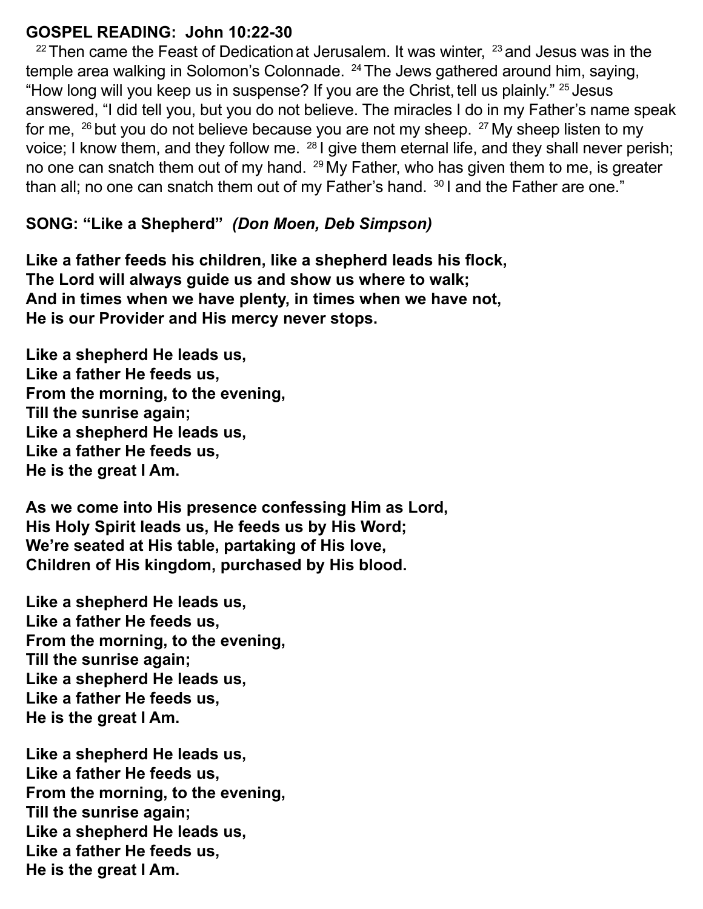**GOSPEL READING: John 10:22-30**

[22] Then came the Feast of Dedication at Jerusalem. It was winter, [23] and Jesus was in the temple area walking in Solomon's Colonnade. [24] The Jews gathered around him, saying, "How long will you keep us in suspense? If you are the Christ, tell us plainly." [25] Jesus answered, "I did tell you, but you do not believe. The miracles I do in my Father's name speak for me, [26] but you do not believe because you are not my sheep. [27] My sheep listen to my voice; I know them, and they follow me. [28] I give them eternal life, and they shall never perish; no one can snatch them out of my hand. [29] My Father, who has given them to me, is greater than all; no one can snatch them out of my Father's hand. [30] I and the Father are one."

**SONG: "Like a Shepherd"** ***(Don Moen, Deb Simpson)***

**Like a father feeds his children, like a shepherd leads his flock,
The Lord will always guide us and show us where to walk;
And in times when we have plenty, in times when we have not,
He is our Provider and His mercy never stops.**

**Like a shepherd He leads us,
Like a father He feeds us,
From the morning, to the evening,
Till the sunrise again;
Like a shepherd He leads us,
Like a father He feeds us,
He is the great I Am.**

**As we come into His presence confessing Him as Lord,
His Holy Spirit leads us, He feeds us by His Word;
We're seated at His table, partaking of His love,
Children of His kingdom, purchased by His blood.**

**Like a shepherd He leads us,
Like a father He feeds us,
From the morning, to the evening,
Till the sunrise again;
Like a shepherd He leads us,
Like a father He feeds us,
He is the great I Am.**

**Like a shepherd He leads us,
Like a father He feeds us,
From the morning, to the evening,
Till the sunrise again;
Like a shepherd He leads us,
Like a father He feeds us,
He is the great I Am.**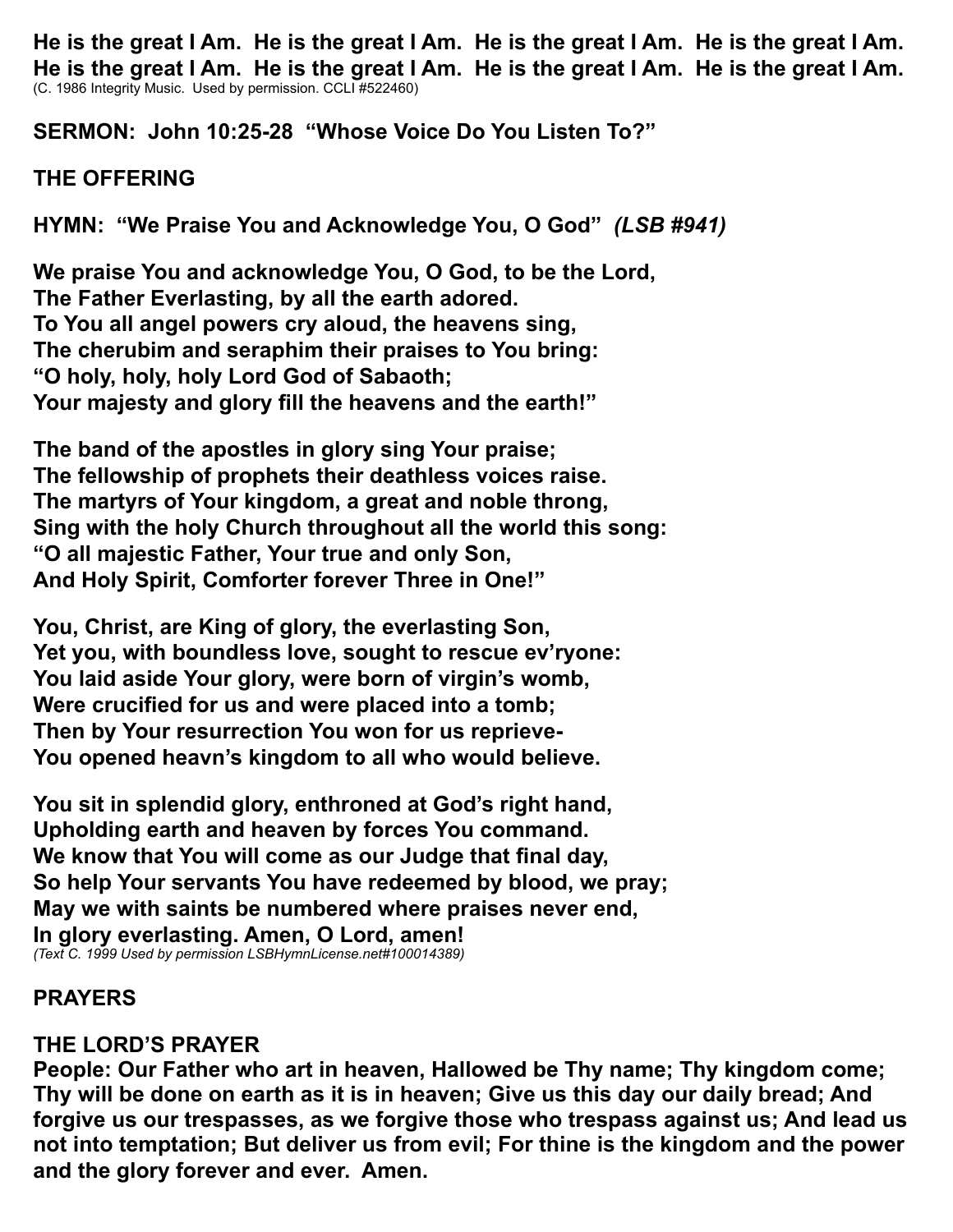**He is the great I Am. He is the great I Am. He is the great I Am. He is the great I Am. He is the great I Am. He is the great I Am. He is the great I Am. He is the great I Am.**
(C. 1986 Integrity Music. Used by permission. CCLI #522460)

**SERMON: John 10:25-28 "Whose Voice Do You Listen To?"**

**THE OFFERING**

**HYMN: "We Praise You and Acknowledge You, O God"** ***(LSB #941)***

**We praise You and acknowledge You, O God, to be the Lord,
The Father Everlasting, by all the earth adored.
To You all angel powers cry aloud, the heavens sing,
The cherubim and seraphim their praises to You bring:
"O holy, holy, holy Lord God of Sabaoth;
Your majesty and glory fill the heavens and the earth!"**

**The band of the apostles in glory sing Your praise;
The fellowship of prophets their deathless voices raise.
The martyrs of Your kingdom, a great and noble throng,
Sing with the holy Church throughout all the world this song:
"O all majestic Father, Your true and only Son,
And Holy Spirit, Comforter forever Three in One!"**

**You, Christ, are King of glory, the everlasting Son,
Yet you, with boundless love, sought to rescue ev'ryone:
You laid aside Your glory, were born of virgin's womb,
Were crucified for us and were placed into a tomb;
Then by Your resurrection You won for us reprieve-
You opened heavn's kingdom to all who would believe.**

**You sit in splendid glory, enthroned at God's right hand,
Upholding earth and heaven by forces You command.
We know that You will come as our Judge that final day,
So help Your servants You have redeemed by blood, we pray;
May we with saints be numbered where praises never end,
In glory everlasting. Amen, O Lord, amen!**
*(Text C. 1999 Used by permission LSBHymnLicense.net#100014389)*

**PRAYERS**

**THE LORD'S PRAYER**
**People: Our Father who art in heaven, Hallowed be Thy name; Thy kingdom come; Thy will be done on earth as it is in heaven; Give us this day our daily bread; And forgive us our trespasses, as we forgive those who trespass against us; And lead us not into temptation; But deliver us from evil; For thine is the kingdom and the power and the glory forever and ever. Amen.**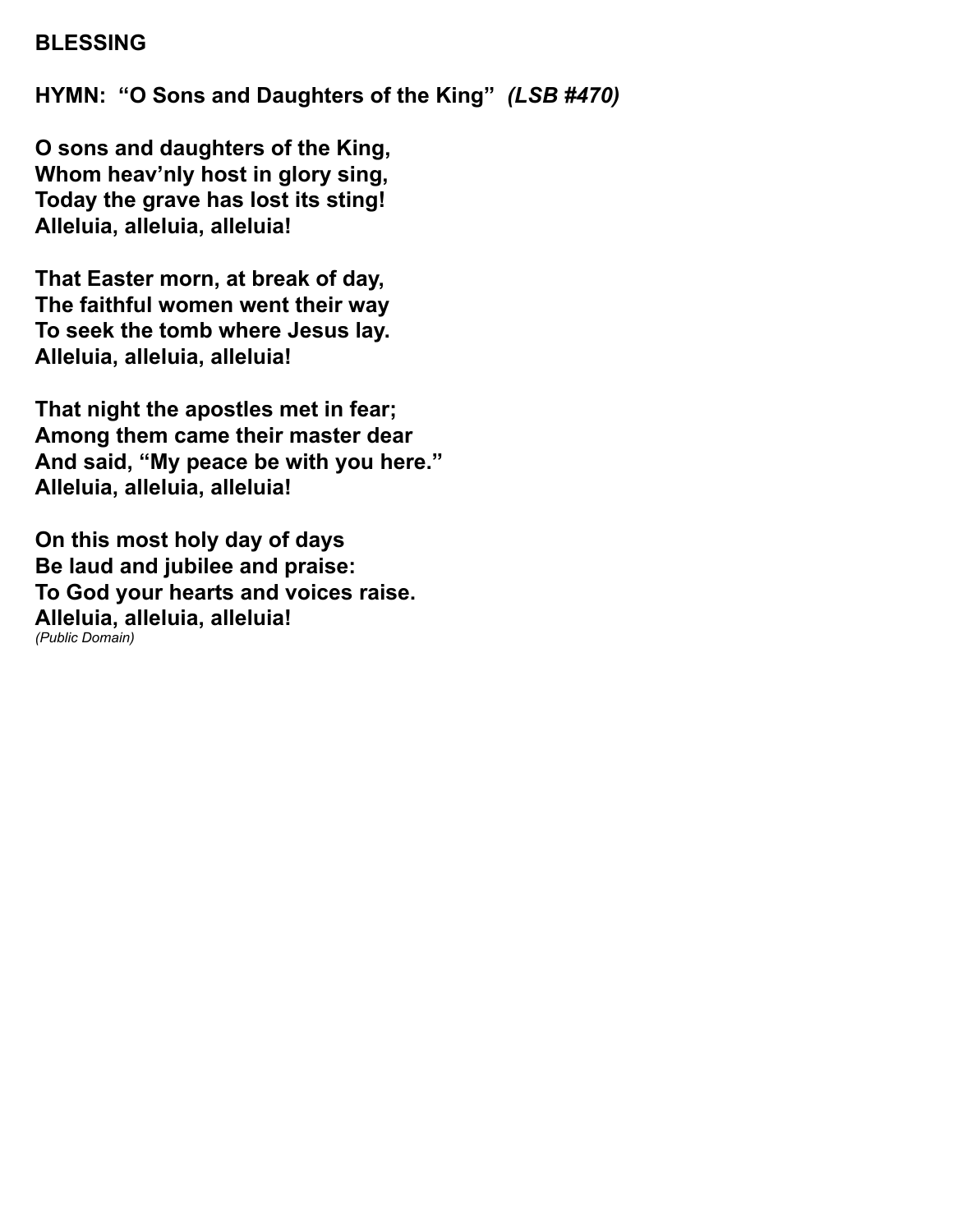**BLESSING**

**HYMN: “O Sons and Daughters of the King”** ***(LSB #470)***

**O sons and daughters of the King,**
**Whom heav’nly host in glory sing,**
**Today the grave has lost its sting!**
**Alleluia, alleluia, alleluia!**

**That Easter morn, at break of day,**
**The faithful women went their way**
**To seek the tomb where Jesus lay.**
**Alleluia, alleluia, alleluia!**

**That night the apostles met in fear;**
**Among them came their master dear**
**And said, “My peace be with you here.”**
**Alleluia, alleluia, alleluia!**

**On this most holy day of days**
**Be laud and jubilee and praise:**
**To God your hearts and voices raise.**
**Alleluia, alleluia, alleluia!**
*(Public Domain)*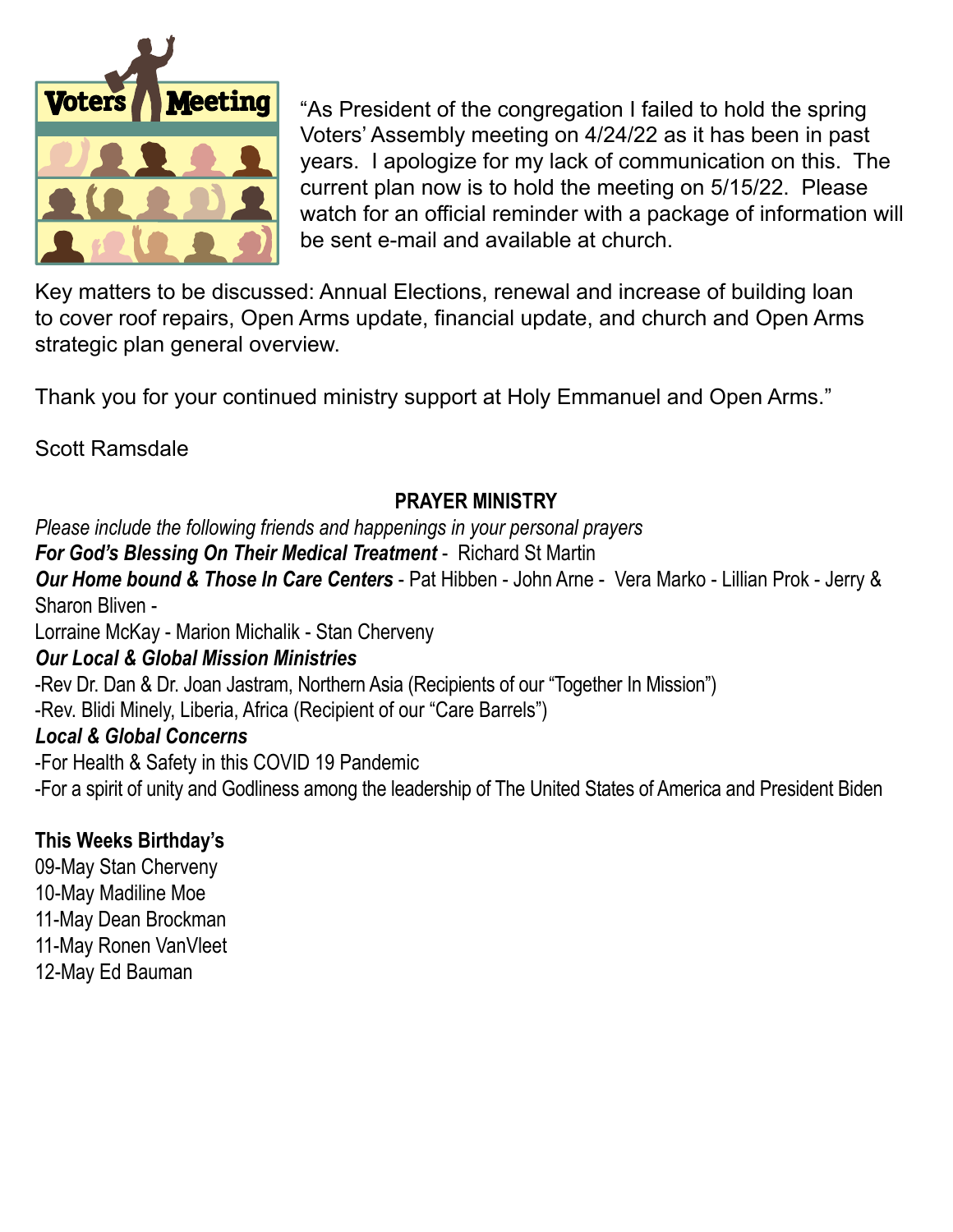"As President of the congregation I failed to hold the spring Voters' Assembly meeting on 4/24/22 as it has been in past years. I apologize for my lack of communication on this. The current plan now is to hold the meeting on 5/15/22. Please watch for an official reminder with a package of information will be sent e-mail and available at church.

Key matters to be discussed: Annual Elections, renewal and increase of building loan to cover roof repairs, Open Arms update, financial update, and church and Open Arms strategic plan general overview.

Thank you for your continued ministry support at Holy Emmanuel and Open Arms."

Scott Ramsdale

## PRAYER MINISTRY

*Please include the following friends and happenings in your personal prayers*

***For God's Blessing On Their Medical Treatment*** - Richard St Martin

***Our Home bound & Those In Care Centers*** - Pat Hibben - John Arne - Vera Marko - Lillian Prok - Jerry & Sharon Bliven -
Lorraine McKay - Marion Michalik - Stan Cherveny

***Our Local & Global Mission Ministries***

-Rev Dr. Dan & Dr. Joan Jastram, Northern Asia (Recipients of our "Together In Mission")
-Rev. Blidi Minely, Liberia, Africa (Recipient of our "Care Barrels")

***Local & Global Concerns***

-For Health & Safety in this COVID 19 Pandemic
-For a spirit of unity and Godliness among the leadership of The United States of America and President Biden

**This Weeks Birthday's**

09-May Stan Cherveny
10-May Madiline Moe
11-May Dean Brockman
11-May Ronen VanVleet
12-May Ed Bauman